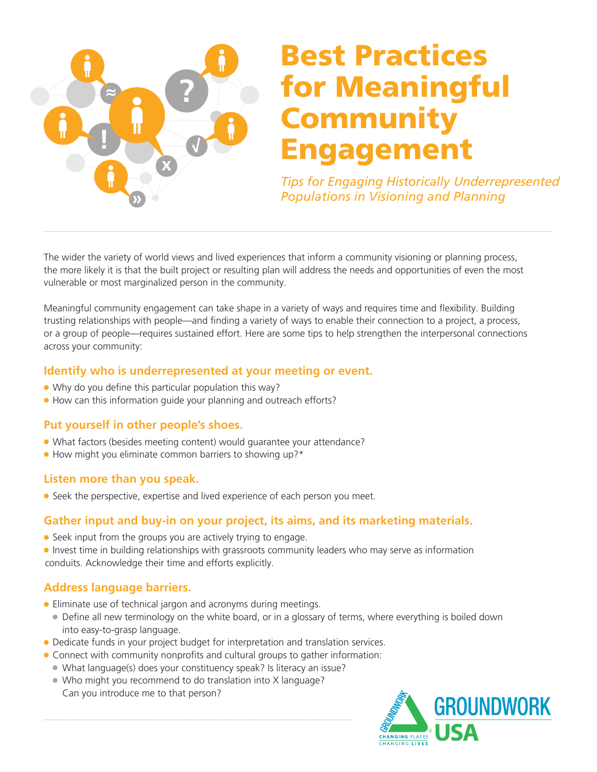# Best Practices for Meaningful Community Engagement

*Tips for Engaging Historically Underrepresented Populations in Visioning and Planning*

The wider the variety of world views and lived experiences that inform a community visioning or planning process, the more likely it is that the built project or resulting plan will address the needs and opportunities of even the most vulnerable or most marginalized person in the community.

Meaningful community engagement can take shape in a variety of ways and requires time and flexibility. Building trusting relationships with people—and finding a variety of ways to enable their connection to a project, a process, or a group of people—requires sustained effort. Here are some tips to help strengthen the interpersonal connections across your community:

### Identify who is underrepresented at your meeting or event.

- Why do you define this particular population this way?
- How can this information guide your planning and outreach efforts?

### Put yourself in other people's shoes.

- What factors (besides meeting content) would guarantee your attendance?
- How might you eliminate common barriers to showing up?*

### Listen more than you speak.

- Seek the perspective, expertise and lived experience of each person you meet.

### Gather input and buy-in on your project, its aims, and its marketing materials.

- Seek input from the groups you are actively trying to engage.
- Invest time in building relationships with grassroots community leaders who may serve as information conduits. Acknowledge their time and efforts explicitly.

### Address language barriers.

- Eliminate use of technical jargon and acronyms during meetings.
  - Define all new terminology on the white board, or in a glossary of terms, where everything is boiled down into easy-to-grasp language.
- Dedicate funds in your project budget for interpretation and translation services.
- Connect with community nonprofits and cultural groups to gather information:
  - What language(s) does your constituency speak? Is literacy an issue?
  - Who might you recommend to do translation into X language? Can you introduce me to that person?

GROUNDWORK USA — CHANGING PLACES CHANGING LIVES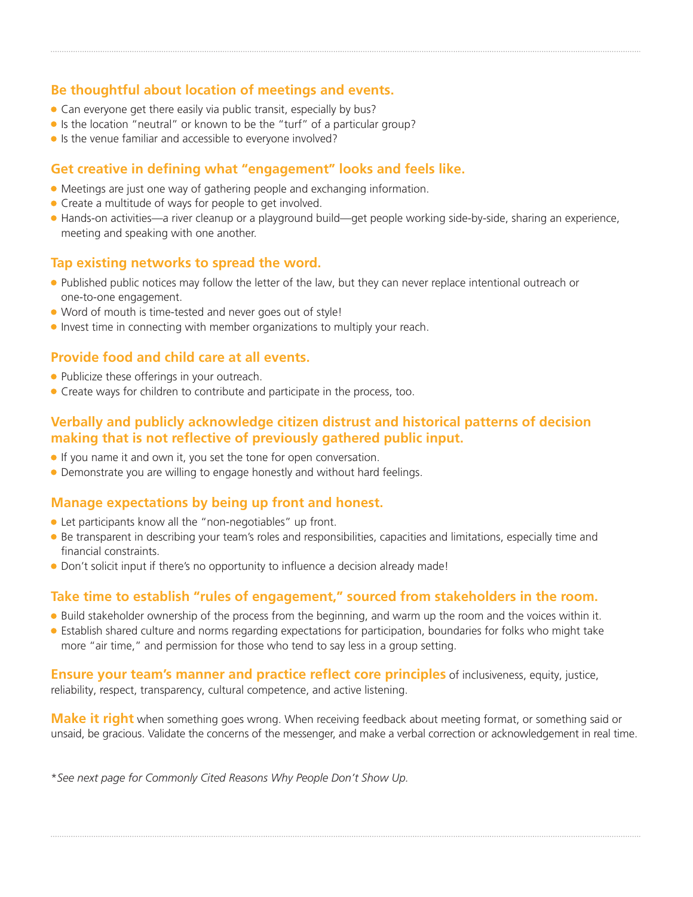### Be thoughtful about location of meetings and events.

- Can everyone get there easily via public transit, especially by bus?
- Is the location "neutral" or known to be the "turf" of a particular group?
- Is the venue familiar and accessible to everyone involved?

### Get creative in defining what "engagement" looks and feels like.

- Meetings are just one way of gathering people and exchanging information.
- Create a multitude of ways for people to get involved.
- Hands-on activities—a river cleanup or a playground build—get people working side-by-side, sharing an experience, meeting and speaking with one another.

### Tap existing networks to spread the word.

- Published public notices may follow the letter of the law, but they can never replace intentional outreach or one-to-one engagement.
- Word of mouth is time-tested and never goes out of style!
- Invest time in connecting with member organizations to multiply your reach.

### Provide food and child care at all events.

- Publicize these offerings in your outreach.
- Create ways for children to contribute and participate in the process, too.

### Verbally and publicly acknowledge citizen distrust and historical patterns of decision making that is not reflective of previously gathered public input.

- If you name it and own it, you set the tone for open conversation.
- Demonstrate you are willing to engage honestly and without hard feelings.

### Manage expectations by being up front and honest.

- Let participants know all the "non-negotiables" up front.
- Be transparent in describing your team's roles and responsibilities, capacities and limitations, especially time and financial constraints.
- Don't solicit input if there's no opportunity to influence a decision already made!

### Take time to establish "rules of engagement," sourced from stakeholders in the room.

- Build stakeholder ownership of the process from the beginning, and warm up the room and the voices within it.
- Establish shared culture and norms regarding expectations for participation, boundaries for folks who might take more "air time," and permission for those who tend to say less in a group setting.

**Ensure your team's manner and practice reflect core principles** of inclusiveness, equity, justice, reliability, respect, transparency, cultural competence, and active listening.

**Make it right** when something goes wrong. When receiving feedback about meeting format, or something said or unsaid, be gracious. Validate the concerns of the messenger, and make a verbal correction or acknowledgement in real time.

*\*See next page for Commonly Cited Reasons Why People Don't Show Up.*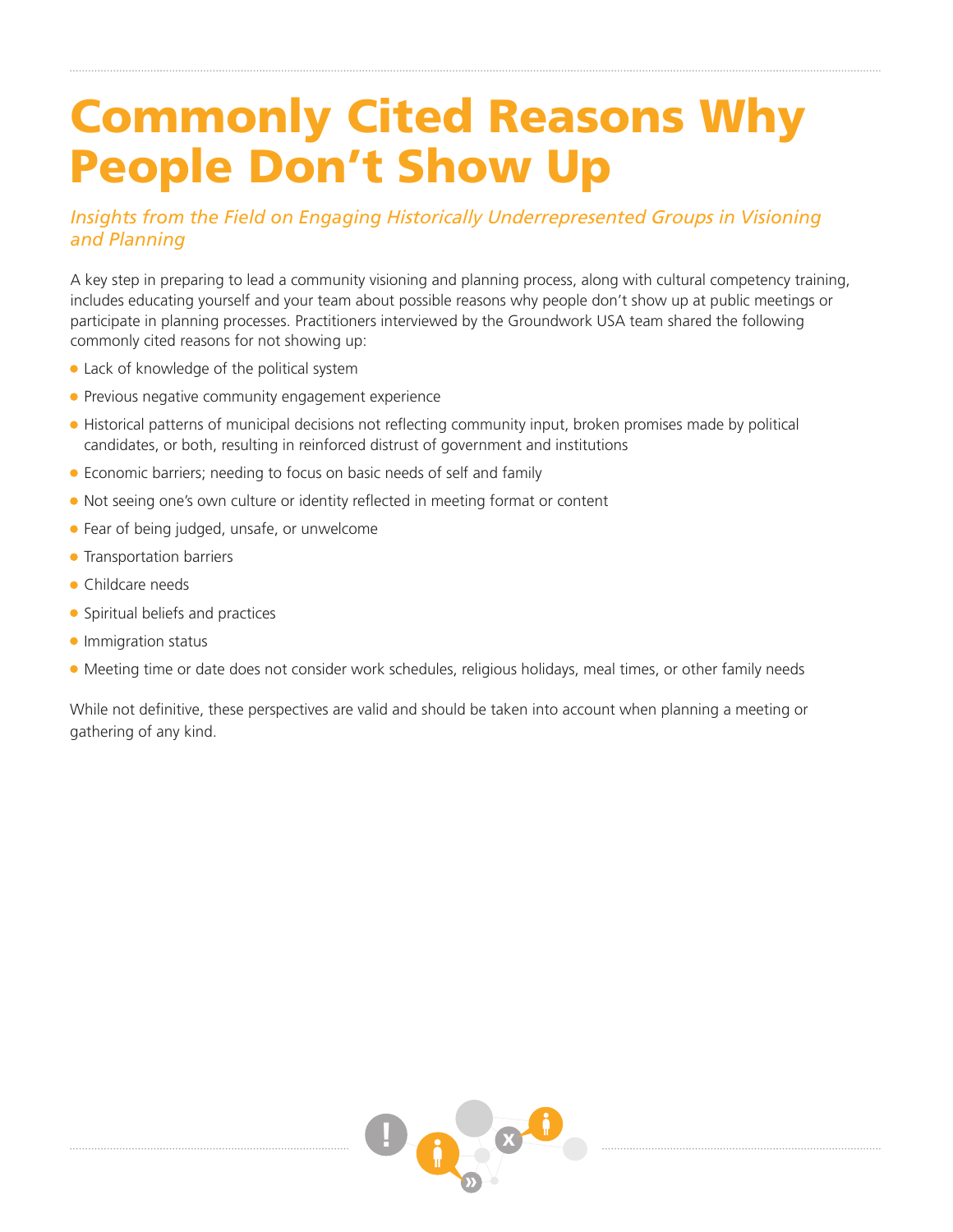# Commonly Cited Reasons Why People Don't Show Up

*Insights from the Field on Engaging Historically Underrepresented Groups in Visioning and Planning*

A key step in preparing to lead a community visioning and planning process, along with cultural competency training, includes educating yourself and your team about possible reasons why people don't show up at public meetings or participate in planning processes. Practitioners interviewed by the Groundwork USA team shared the following commonly cited reasons for not showing up:

- Lack of knowledge of the political system
- Previous negative community engagement experience
- Historical patterns of municipal decisions not reflecting community input, broken promises made by political candidates, or both, resulting in reinforced distrust of government and institutions
- Economic barriers; needing to focus on basic needs of self and family
- Not seeing one's own culture or identity reflected in meeting format or content
- Fear of being judged, unsafe, or unwelcome
- Transportation barriers
- Childcare needs
- Spiritual beliefs and practices
- Immigration status
- Meeting time or date does not consider work schedules, religious holidays, meal times, or other family needs

While not definitive, these perspectives are valid and should be taken into account when planning a meeting or gathering of any kind.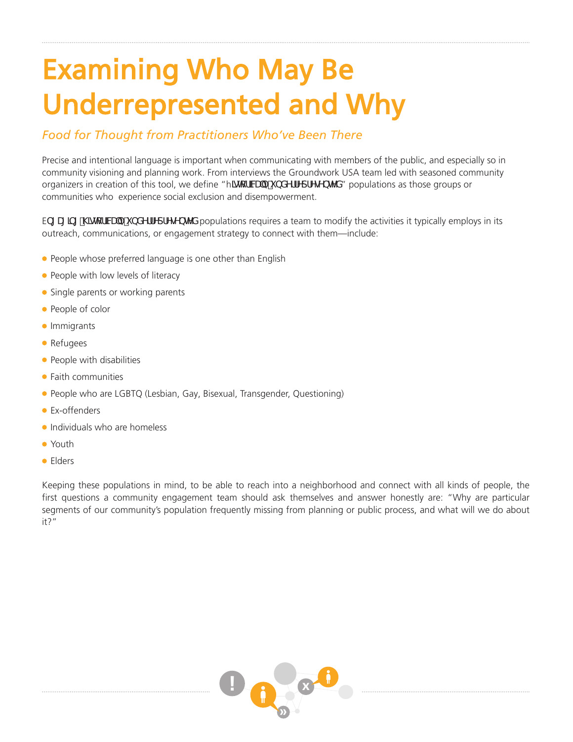# Examining Who May Be Underrepresented and Why

*Food for Thought from Practitioners Who've Been There*

Precise and intentional language is important when communicating with members of the public, and especially so in community visioning and planning work. From interviews the Groundwork USA team led with seasoned community organizers in creation of this tool, we define "historically underrepresented" populations as those groups or communities who experience social exclusion and disempowerment.

Engaging historically underrepresented populations requires a team to modify the activities it typically employs in its outreach, communications, or engagement strategy to connect with them—include:

- People whose preferred language is one other than English
- People with low levels of literacy
- Single parents or working parents
- People of color
- Immigrants
- Refugees
- People with disabilities
- Faith communities
- People who are LGBTQ (Lesbian, Gay, Bisexual, Transgender, Questioning)
- Ex-offenders
- Individuals who are homeless
- Youth
- Elders

Keeping these populations in mind, to be able to reach into a neighborhood and connect with all kinds of people, the first questions a community engagement team should ask themselves and answer honestly are: "Why are particular segments of our community's population frequently missing from planning or public process, and what will we do about it?"